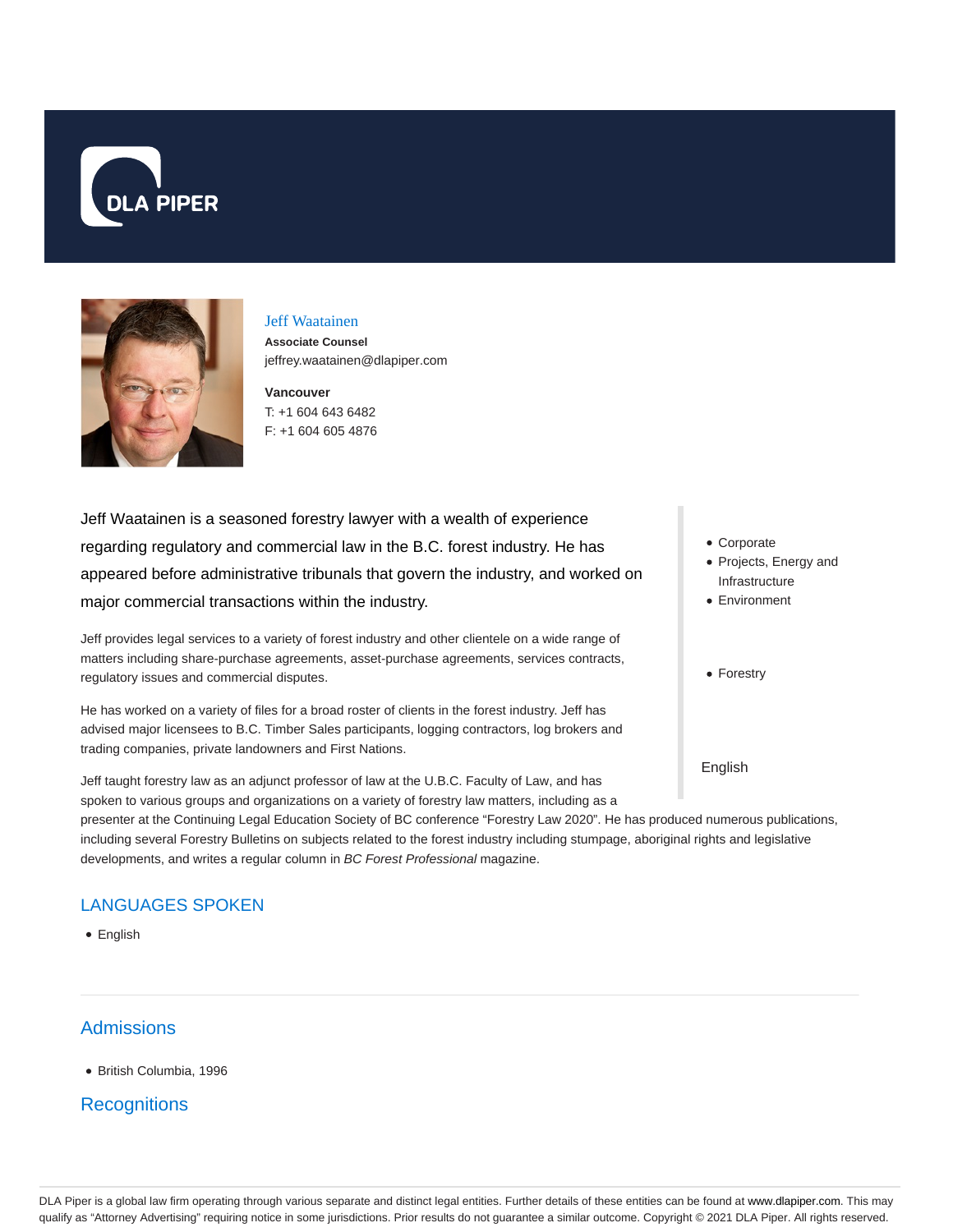DLA PIPER

## Jeff Waatainen

**Associate Counsel**
jeffrey.waatainen@dlapiper.com

**Vancouver**
T: +1 604 643 6482
F: +1 604 605 4876

Jeff Waatainen is a seasoned forestry lawyer with a wealth of experience regarding regulatory and commercial law in the B.C. forest industry. He has appeared before administrative tribunals that govern the industry, and worked on major commercial transactions within the industry.

Jeff provides legal services to a variety of forest industry and other clientele on a wide range of matters including share-purchase agreements, asset-purchase agreements, services contracts, regulatory issues and commercial disputes.

He has worked on a variety of files for a broad roster of clients in the forest industry. Jeff has advised major licensees to B.C. Timber Sales participants, logging contractors, log brokers and trading companies, private landowners and First Nations.

Jeff taught forestry law as an adjunct professor of law at the U.B.C. Faculty of Law, and has spoken to various groups and organizations on a variety of forestry law matters, including as a presenter at the Continuing Legal Education Society of BC conference “Forestry Law 2020”. He has produced numerous publications, including several Forestry Bulletins on subjects related to the forest industry including stumpage, aboriginal rights and legislative developments, and writes a regular column in *BC Forest Professional* magazine.

- Corporate
- Projects, Energy and Infrastructure
- Environment

- Forestry

English

## LANGUAGES SPOKEN

- English

## Admissions

- British Columbia, 1996

## Recognitions

DLA Piper is a global law firm operating through various separate and distinct legal entities. Further details of these entities can be found at www.dlapiper.com. This may qualify as “Attorney Advertising” requiring notice in some jurisdictions. Prior results do not guarantee a similar outcome. Copyright © 2021 DLA Piper. All rights reserved.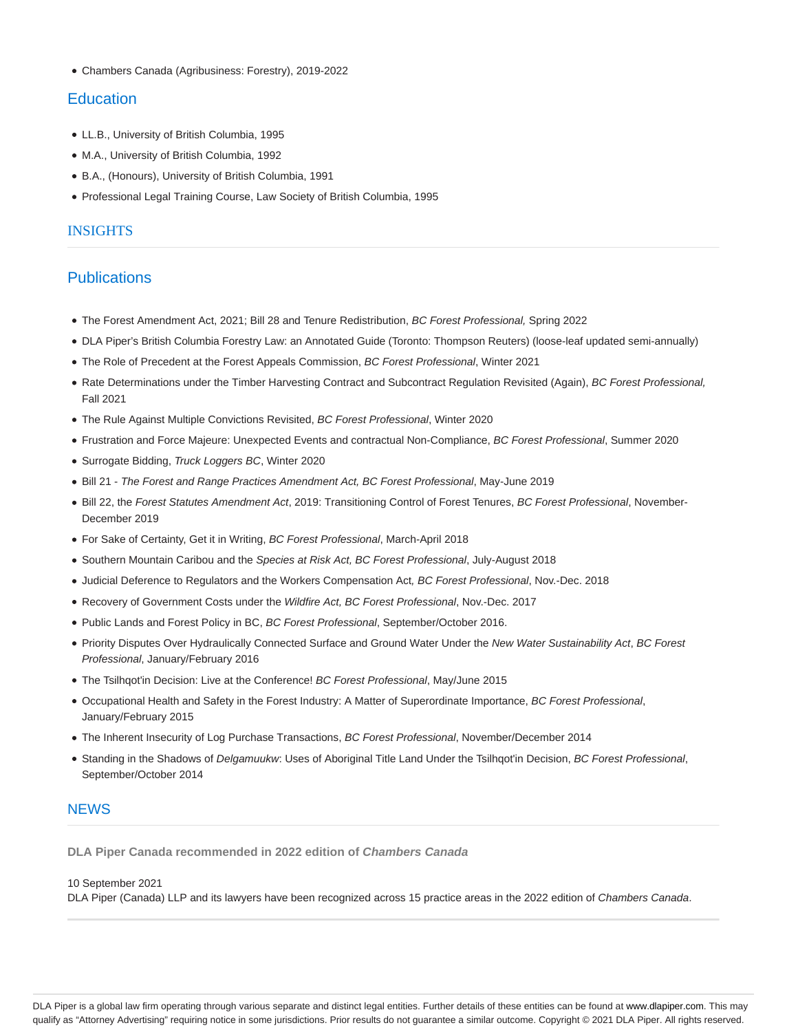- Chambers Canada (Agribusiness: Forestry), 2019-2022

## Education

- LL.B., University of British Columbia, 1995
- M.A., University of British Columbia, 1992
- B.A., (Honours), University of British Columbia, 1991
- Professional Legal Training Course, Law Society of British Columbia, 1995

## INSIGHTS

## Publications

- The Forest Amendment Act, 2021; Bill 28 and Tenure Redistribution, *BC Forest Professional,* Spring 2022
- DLA Piper's British Columbia Forestry Law: an Annotated Guide (Toronto: Thompson Reuters) (loose-leaf updated semi-annually)
- The Role of Precedent at the Forest Appeals Commission, *BC Forest Professional*, Winter 2021
- Rate Determinations under the Timber Harvesting Contract and Subcontract Regulation Revisited (Again), *BC Forest Professional,* Fall 2021
- The Rule Against Multiple Convictions Revisited, *BC Forest Professional*, Winter 2020
- Frustration and Force Majeure: Unexpected Events and contractual Non-Compliance, *BC Forest Professional*, Summer 2020
- Surrogate Bidding, *Truck Loggers BC*, Winter 2020
- Bill 21 - *The Forest and Range Practices Amendment Act, BC Forest Professional*, May-June 2019
- Bill 22, the *Forest Statutes Amendment Act*, 2019: Transitioning Control of Forest Tenures, *BC Forest Professional*, November-December 2019
- For Sake of Certainty, Get it in Writing, *BC Forest Professional*, March-April 2018
- Southern Mountain Caribou and the *Species at Risk Act, BC Forest Professional*, July-August 2018
- Judicial Deference to Regulators and the Workers Compensation Act*, BC Forest Professional*, Nov.-Dec. 2018
- Recovery of Government Costs under the *Wildfire Act, BC Forest Professional*, Nov.-Dec. 2017
- Public Lands and Forest Policy in BC, *BC Forest Professional*, September/October 2016.
- Priority Disputes Over Hydraulically Connected Surface and Ground Water Under the *New Water Sustainability Act*, *BC Forest Professional*, January/February 2016
- The Tsilhqot'in Decision: Live at the Conference! *BC Forest Professional*, May/June 2015
- Occupational Health and Safety in the Forest Industry: A Matter of Superordinate Importance, *BC Forest Professional*, January/February 2015
- The Inherent Insecurity of Log Purchase Transactions, *BC Forest Professional*, November/December 2014
- Standing in the Shadows of *Delgamuukw*: Uses of Aboriginal Title Land Under the Tsilhqot'in Decision, *BC Forest Professional*, September/October 2014

## NEWS

**DLA Piper Canada recommended in 2022 edition of *Chambers Canada***

10 September 2021
DLA Piper (Canada) LLP and its lawyers have been recognized across 15 practice areas in the 2022 edition of *Chambers Canada*.

DLA Piper is a global law firm operating through various separate and distinct legal entities. Further details of these entities can be found at www.dlapiper.com. This may qualify as "Attorney Advertising" requiring notice in some jurisdictions. Prior results do not guarantee a similar outcome. Copyright © 2021 DLA Piper. All rights reserved.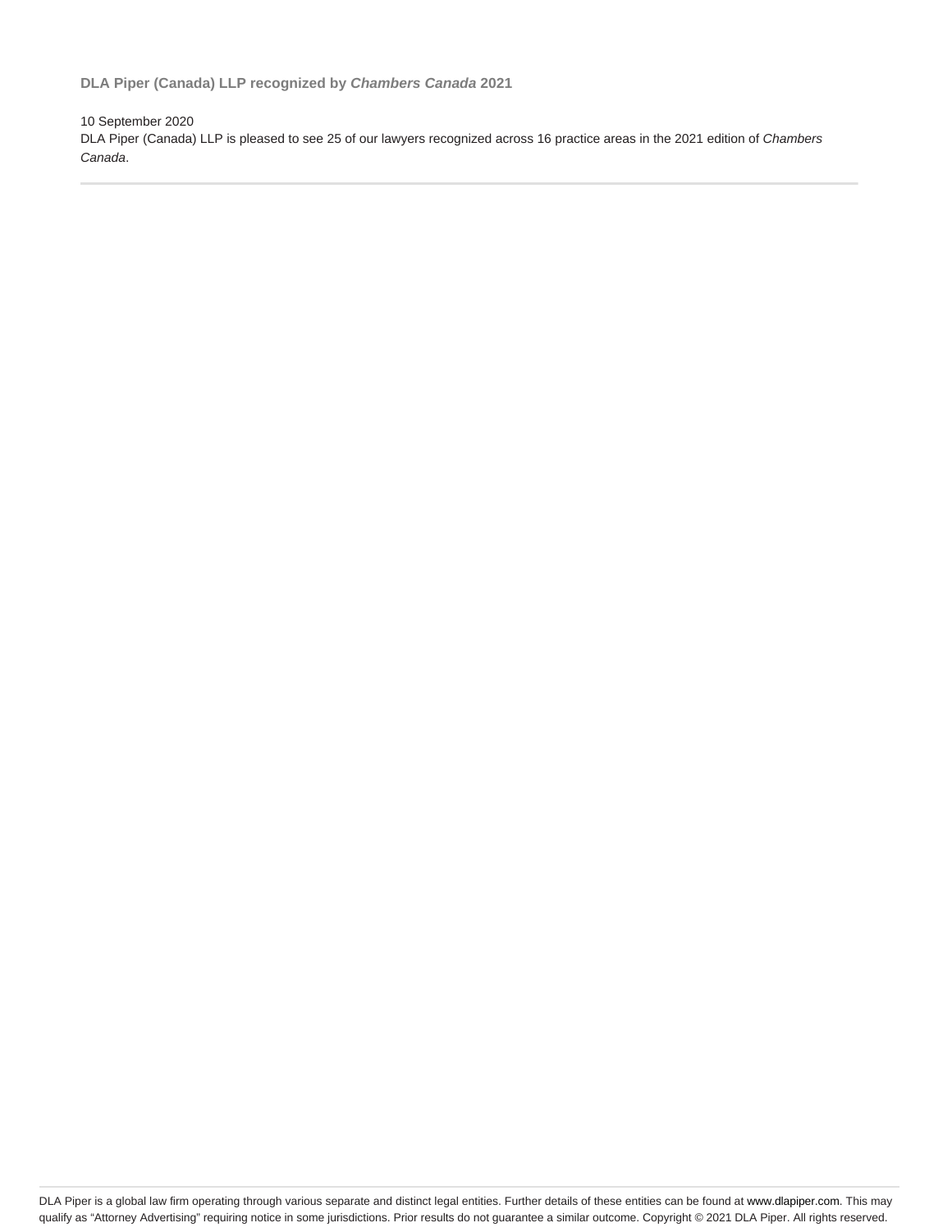**DLA Piper (Canada) LLP recognized by *Chambers Canada* 2021**

10 September 2020

DLA Piper (Canada) LLP is pleased to see 25 of our lawyers recognized across 16 practice areas in the 2021 edition of *Chambers Canada*.

---

DLA Piper is a global law firm operating through various separate and distinct legal entities. Further details of these entities can be found at www.dlapiper.com. This may qualify as "Attorney Advertising" requiring notice in some jurisdictions. Prior results do not guarantee a similar outcome. Copyright © 2021 DLA Piper. All rights reserved.